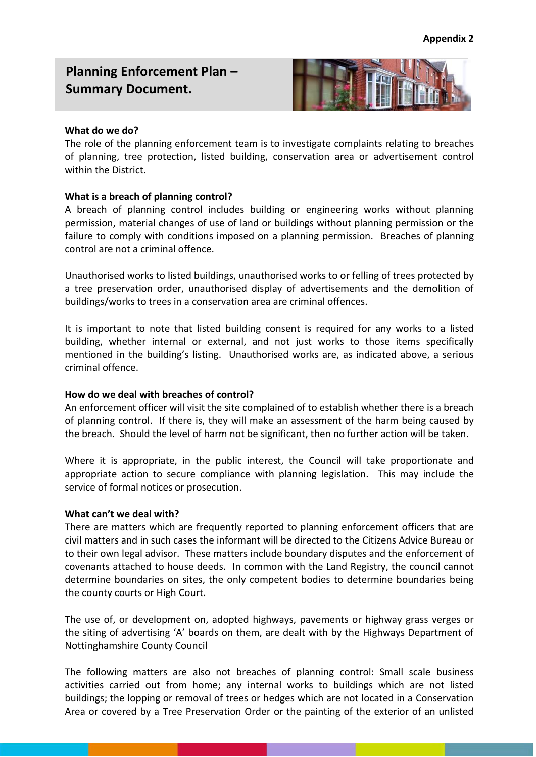Appendix 2

# Planning Enforcement Plan – Summary Document.

**What do we do?**

The role of the planning enforcement team is to investigate complaints relating to breaches of planning, tree protection, listed building, conservation area or advertisement control within the District.

**What is a breach of planning control?**

A breach of planning control includes building or engineering works without planning permission, material changes of use of land or buildings without planning permission or the failure to comply with conditions imposed on a planning permission. Breaches of planning control are not a criminal offence.

Unauthorised works to listed buildings, unauthorised works to or felling of trees protected by a tree preservation order, unauthorised display of advertisements and the demolition of buildings/works to trees in a conservation area are criminal offences.

It is important to note that listed building consent is required for any works to a listed building, whether internal or external, and not just works to those items specifically mentioned in the building's listing. Unauthorised works are, as indicated above, a serious criminal offence.

**How do we deal with breaches of control?**

An enforcement officer will visit the site complained of to establish whether there is a breach of planning control. If there is, they will make an assessment of the harm being caused by the breach. Should the level of harm not be significant, then no further action will be taken.

Where it is appropriate, in the public interest, the Council will take proportionate and appropriate action to secure compliance with planning legislation. This may include the service of formal notices or prosecution.

**What can't we deal with?**

There are matters which are frequently reported to planning enforcement officers that are civil matters and in such cases the informant will be directed to the Citizens Advice Bureau or to their own legal advisor. These matters include boundary disputes and the enforcement of covenants attached to house deeds. In common with the Land Registry, the council cannot determine boundaries on sites, the only competent bodies to determine boundaries being the county courts or High Court.

The use of, or development on, adopted highways, pavements or highway grass verges or the siting of advertising 'A' boards on them, are dealt with by the Highways Department of Nottinghamshire County Council

The following matters are also not breaches of planning control: Small scale business activities carried out from home; any internal works to buildings which are not listed buildings; the lopping or removal of trees or hedges which are not located in a Conservation Area or covered by a Tree Preservation Order or the painting of the exterior of an unlisted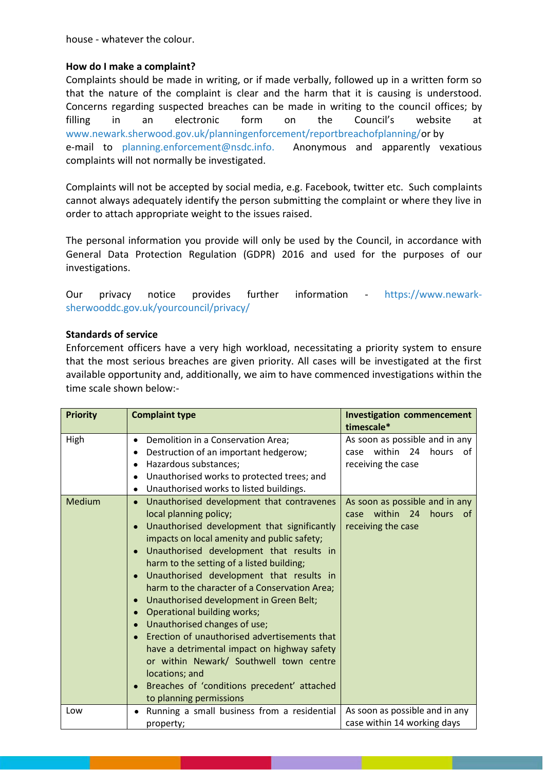house - whatever the colour.

**How do I make a complaint?**

Complaints should be made in writing, or if made verbally, followed up in a written form so that the nature of the complaint is clear and the harm that it is causing is understood. Concerns regarding suspected breaches can be made in writing to the council offices; by filling in an electronic form on the Council's website at www.newark.sherwood.gov.uk/planningenforcement/reportbreachofplanning/ or by e-mail to planning.enforcement@nsdc.info. Anonymous and apparently vexatious complaints will not normally be investigated.

Complaints will not be accepted by social media, e.g. Facebook, twitter etc. Such complaints cannot always adequately identify the person submitting the complaint or where they live in order to attach appropriate weight to the issues raised.

The personal information you provide will only be used by the Council, in accordance with General Data Protection Regulation (GDPR) 2016 and used for the purposes of our investigations.

Our privacy notice provides further information - https://www.newark-sherwooddc.gov.uk/yourcouncil/privacy/

**Standards of service**

Enforcement officers have a very high workload, necessitating a priority system to ensure that the most serious breaches are given priority. All cases will be investigated at the first available opportunity and, additionally, we aim to have commenced investigations within the time scale shown below:-

| Priority | Complaint type | Investigation commencement timescale* |
|---|---|---|
| High | • Demolition in a Conservation Area;<br>• Destruction of an important hedgerow;<br>• Hazardous substances;<br>• Unauthorised works to protected trees; and<br>• Unauthorised works to listed buildings. | As soon as possible and in any case within 24 hours of receiving the case |
| Medium | • Unauthorised development that contravenes local planning policy;<br>• Unauthorised development that significantly impacts on local amenity and public safety;<br>• Unauthorised development that results in harm to the setting of a listed building;<br>• Unauthorised development that results in harm to the character of a Conservation Area;<br>• Unauthorised development in Green Belt;<br>• Operational building works;<br>• Unauthorised changes of use;<br>• Erection of unauthorised advertisements that have a detrimental impact on highway safety or within Newark/ Southwell town centre locations; and<br>• Breaches of 'conditions precedent' attached to planning permissions | As soon as possible and in any case within 24 hours of receiving the case |
| Low | • Running a small business from a residential property; | As soon as possible and in any case within 14 working days |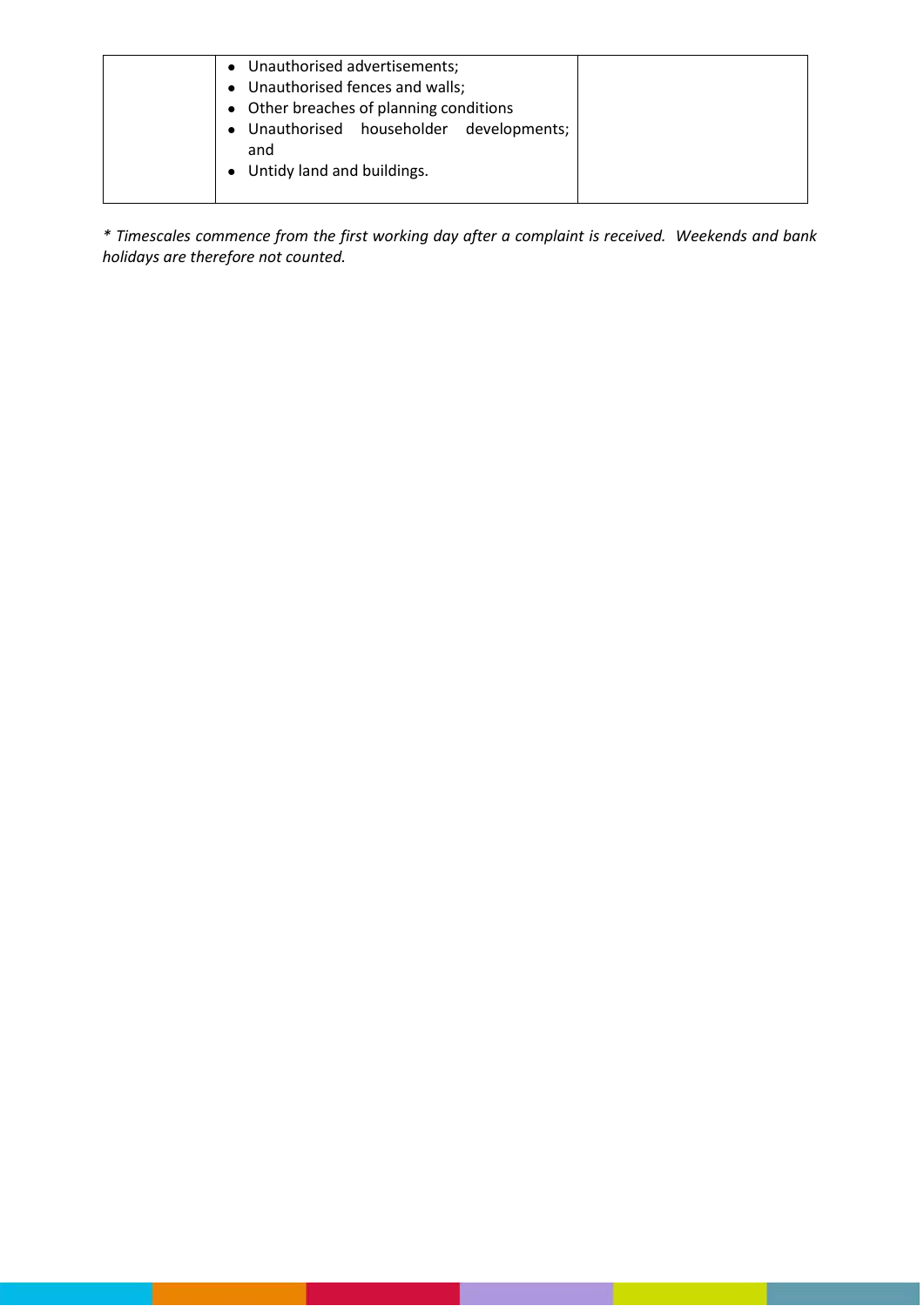| | | |
|---|---|---|
| | • Unauthorised advertisements;<br>• Unauthorised fences and walls;<br>• Other breaches of planning conditions<br>• Unauthorised householder developments; and<br>• Untidy land and buildings. | |

*\* Timescales commence from the first working day after a complaint is received. Weekends and bank holidays are therefore not counted.*